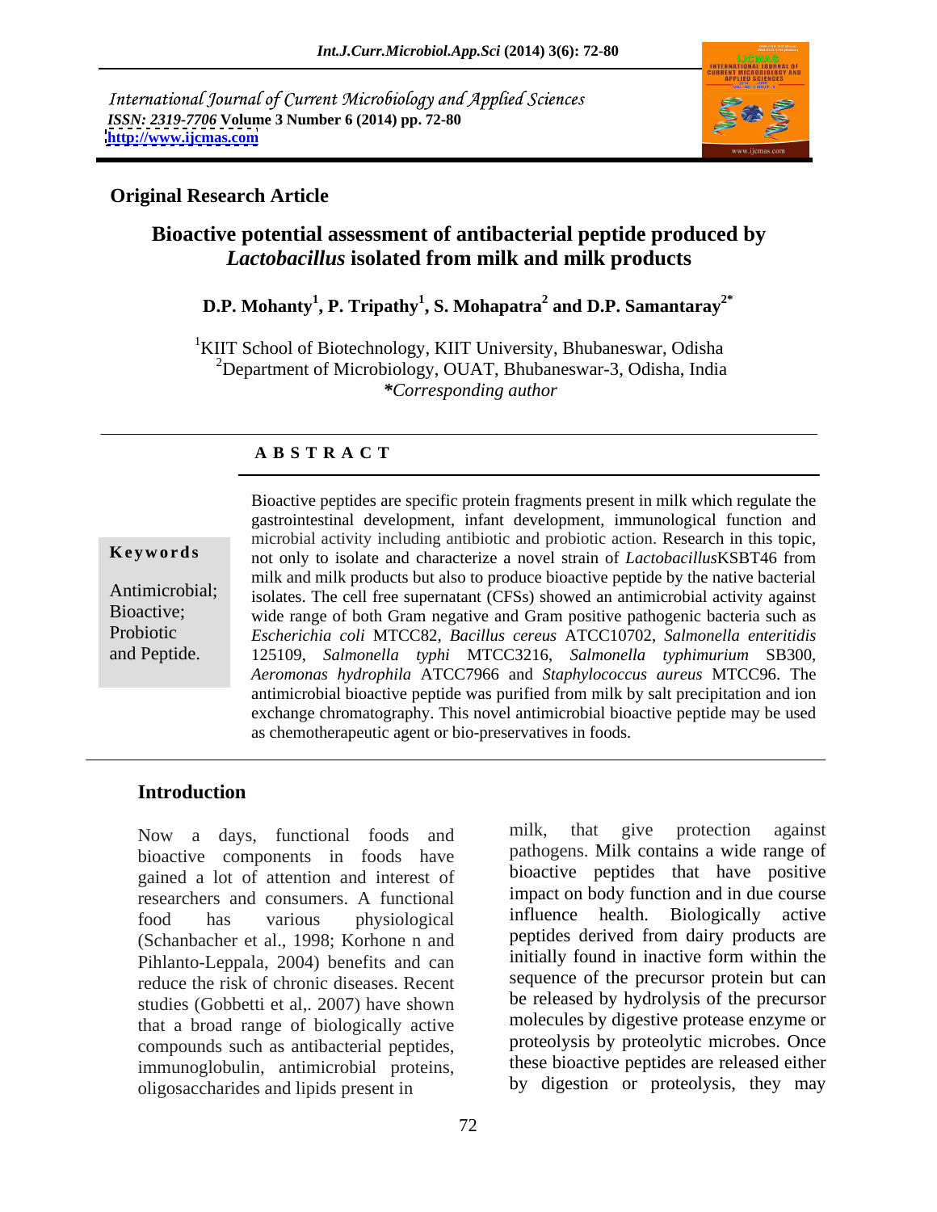International Journal of Current Microbiology and Applied Sciences
*ISSN: 2319-7706* **Volume 3 Number 6 (2014) pp. 72-80**
**http://www.ijcmas.com**

**Original Research Article**

# Bioactive potential assessment of antibacterial peptide produced by *Lactobacillus* isolated from milk and milk products

**D.P. Mohanty[1], P. Tripathy[1], S. Mohapatra[2] and D.P. Samantaray[2*]**

[1]KIIT School of Biotechnology, KIIT University, Bhubaneswar, Odisha
[2]Department of Microbiology, OUAT, Bhubaneswar-3, Odisha, India
*\*Corresponding author*

## ABSTRACT

**Keywords**

Antimicrobial; Bioactive; Probiotic and Peptide.

Bioactive peptides are specific protein fragments present in milk which regulate the gastrointestinal development, infant development, immunological function and microbial activity including antibiotic and probiotic action. Research in this topic, not only to isolate and characterize a novel strain of *Lactobacillus*KSBT46 from milk and milk products but also to produce bioactive peptide by the native bacterial isolates. The cell free supernatant (CFSs) showed an antimicrobial activity against wide range of both Gram negative and Gram positive pathogenic bacteria such as *Escherichia coli* MTCC82, *Bacillus cereus* ATCC10702, *Salmonella enteritidis* 125109, *Salmonella typhi* MTCC3216, *Salmonella typhimurium* SB300, *Aeromonas hydrophila* ATCC7966 and *Staphylococcus aureus* MTCC96. The antimicrobial bioactive peptide was purified from milk by salt precipitation and ion exchange chromatography. This novel antimicrobial bioactive peptide may be used as chemotherapeutic agent or bio-preservatives in foods.

## Introduction

Now a days, functional foods and bioactive components in foods have gained a lot of attention and interest of researchers and consumers. A functional food has various physiological (Schanbacher et al., 1998; Korhone n and Pihlanto-Leppala, 2004) benefits and can reduce the risk of chronic diseases. Recent studies (Gobbetti et al,. 2007) have shown that a broad range of biologically active compounds such as antibacterial peptides, immunoglobulin, antimicrobial proteins, oligosaccharides and lipids present in milk, that give protection against pathogens. Milk contains a wide range of bioactive peptides that have positive impact on body function and in due course influence health. Biologically active peptides derived from dairy products are initially found in inactive form within the sequence of the precursor protein but can be released by hydrolysis of the precursor molecules by digestive protease enzyme or proteolysis by proteolytic microbes. Once these bioactive peptides are released either by digestion or proteolysis, they may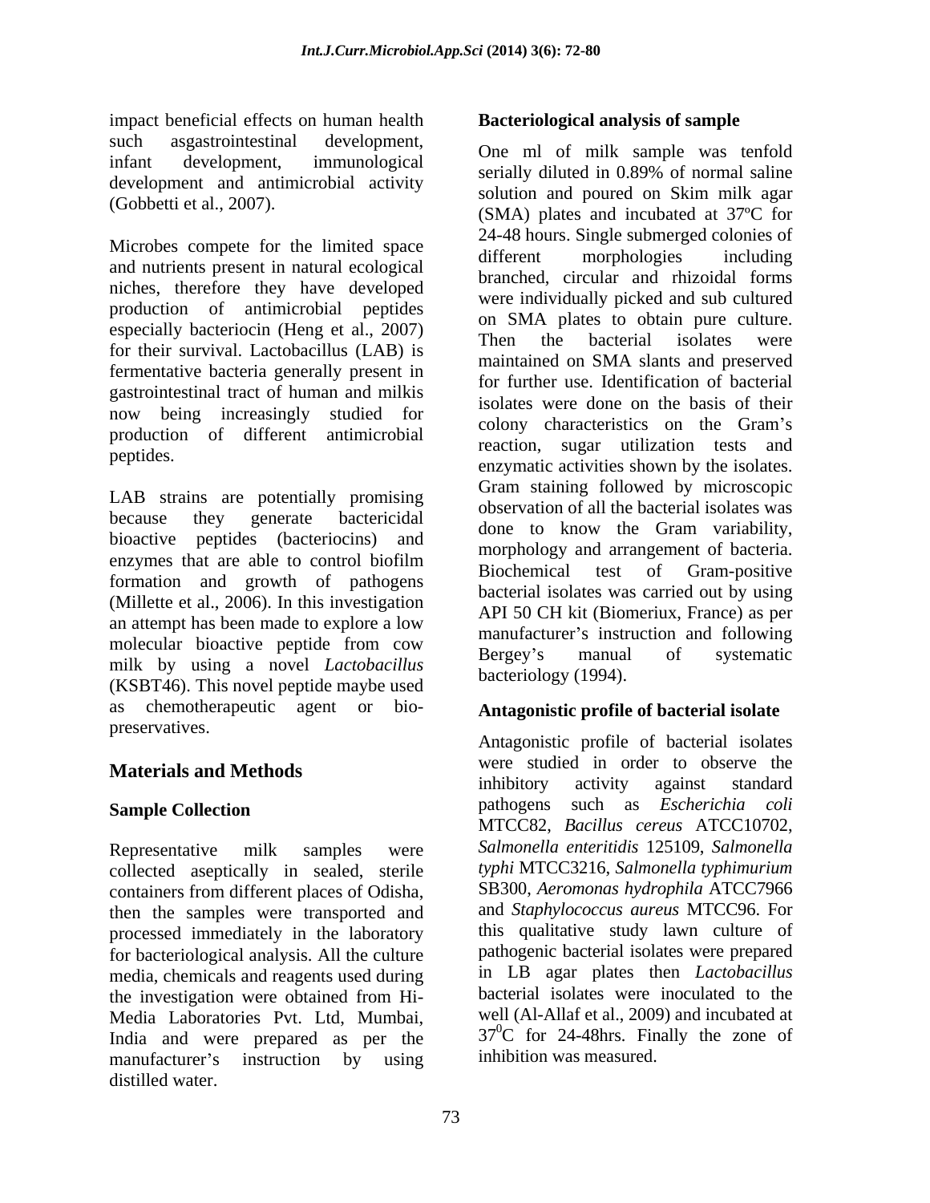impact beneficial effects on human health such asgastrointestinal development, infant development, immunological development and antimicrobial activity (Gobbetti et al., 2007).

Microbes compete for the limited space and nutrients present in natural ecological niches, therefore they have developed production of antimicrobial peptides especially bacteriocin (Heng et al., 2007) for their survival. Lactobacillus (LAB) is fermentative bacteria generally present in gastrointestinal tract of human and milkis now being increasingly studied for production of different antimicrobial peptides.

LAB strains are potentially promising because they generate bactericidal bioactive peptides (bacteriocins) and enzymes that are able to control biofilm formation and growth of pathogens (Millette et al., 2006). In this investigation an attempt has been made to explore a low molecular bioactive peptide from cow milk by using a novel *Lactobacillus* (KSBT46). This novel peptide maybe used as chemotherapeutic agent or bio-preservatives.

## Materials and Methods

### Sample Collection

Representative milk samples were collected aseptically in sealed, sterile containers from different places of Odisha, then the samples were transported and processed immediately in the laboratory for bacteriological analysis. All the culture media, chemicals and reagents used during the investigation were obtained from Hi-Media Laboratories Pvt. Ltd, Mumbai, India and were prepared as per the manufacturer's instruction by using distilled water.

### Bacteriological analysis of sample

One ml of milk sample was tenfold serially diluted in 0.89% of normal saline solution and poured on Skim milk agar (SMA) plates and incubated at 37ºC for 24-48 hours. Single submerged colonies of different morphologies including branched, circular and rhizoidal forms were individually picked and sub cultured on SMA plates to obtain pure culture. Then the bacterial isolates were maintained on SMA slants and preserved for further use. Identification of bacterial isolates were done on the basis of their colony characteristics on the Gram's reaction, sugar utilization tests and enzymatic activities shown by the isolates. Gram staining followed by microscopic observation of all the bacterial isolates was done to know the Gram variability, morphology and arrangement of bacteria. Biochemical test of Gram-positive bacterial isolates was carried out by using API 50 CH kit (Biomeriux, France) as per manufacturer's instruction and following Bergey's manual of systematic bacteriology (1994).

### Antagonistic profile of bacterial isolate

Antagonistic profile of bacterial isolates were studied in order to observe the inhibitory activity against standard pathogens such as *Escherichia coli* MTCC82, *Bacillus cereus* ATCC10702, *Salmonella enteritidis* 125109, *Salmonella typhi* MTCC3216, *Salmonella typhimurium* SB300, *Aeromonas hydrophila* ATCC7966 and *Staphylococcus aureus* MTCC96. For this qualitative study lawn culture of pathogenic bacterial isolates were prepared in LB agar plates then *Lactobacillus* bacterial isolates were inoculated to the well (Al-Allaf et al., 2009) and incubated at $37^0$C for 24-48hrs. Finally the zone of inhibition was measured.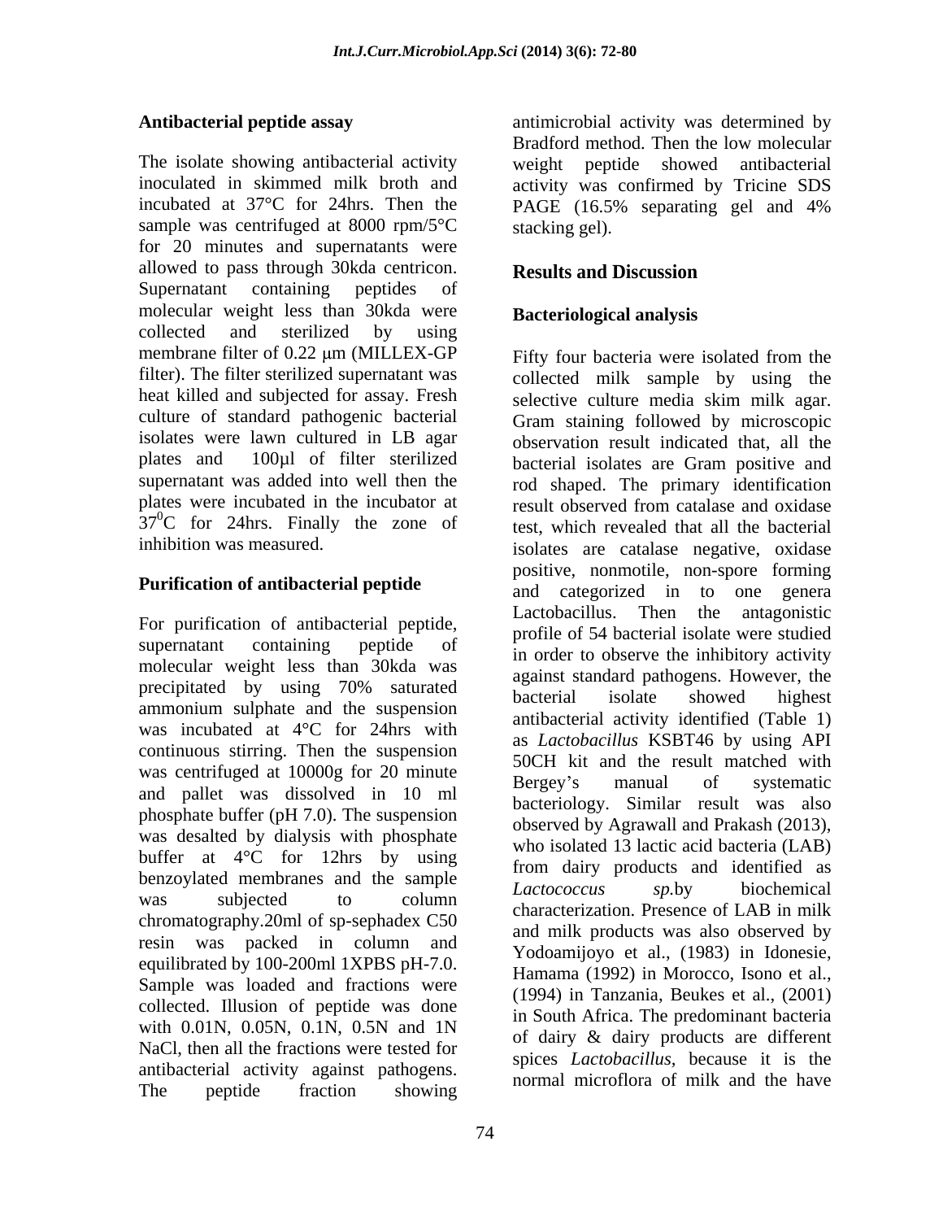### Antibacterial peptide assay

The isolate showing antibacterial activity inoculated in skimmed milk broth and incubated at 37°C for 24hrs. Then the sample was centrifuged at 8000 rpm/5°C for 20 minutes and supernatants were allowed to pass through 30kda centricon. Supernatant containing peptides of molecular weight less than 30kda were collected and sterilized by using membrane filter of 0.22 µm (MILLEX-GP filter). The filter sterilized supernatant was heat killed and subjected for assay. Fresh culture of standard pathogenic bacterial isolates were lawn cultured in LB agar plates and 100µl of filter sterilized supernatant was added into well then the plates were incubated in the incubator at $37^0$C for 24hrs. Finally the zone of inhibition was measured.

### Purification of antibacterial peptide

For purification of antibacterial peptide, supernatant containing peptide of molecular weight less than 30kda was precipitated by using 70% saturated ammonium sulphate and the suspension was incubated at 4°C for 24hrs with continuous stirring. Then the suspension was centrifuged at 10000g for 20 minute and pallet was dissolved in 10 ml phosphate buffer (pH 7.0). The suspension was desalted by dialysis with phosphate buffer at 4°C for 12hrs by using benzoylated membranes and the sample was subjected to column chromatography.20ml of sp-sephadex C50 resin was packed in column and equilibrated by 100-200ml 1XPBS pH-7.0. Sample was loaded and fractions were collected. Illusion of peptide was done with 0.01N, 0.05N, 0.1N, 0.5N and 1N NaCl, then all the fractions were tested for antibacterial activity against pathogens. The peptide fraction showing antimicrobial activity was determined by Bradford method. Then the low molecular weight peptide showed antibacterial activity was confirmed by Tricine SDS PAGE (16.5% separating gel and 4% stacking gel).

## Results and Discussion

### Bacteriological analysis

Fifty four bacteria were isolated from the collected milk sample by using the selective culture media skim milk agar. Gram staining followed by microscopic observation result indicated that, all the bacterial isolates are Gram positive and rod shaped. The primary identification result observed from catalase and oxidase test, which revealed that all the bacterial isolates are catalase negative, oxidase positive, nonmotile, non-spore forming and categorized in to one genera Lactobacillus. Then the antagonistic profile of 54 bacterial isolate were studied in order to observe the inhibitory activity against standard pathogens. However, the bacterial isolate showed highest antibacterial activity identified (Table 1) as *Lactobacillus* KSBT46 by using API 50CH kit and the result matched with Bergey's manual of systematic bacteriology. Similar result was also observed by Agrawall and Prakash (2013), who isolated 13 lactic acid bacteria (LAB) from dairy products and identified as *Lactococcus sp.*by biochemical characterization. Presence of LAB in milk and milk products was also observed by Yodoamijoyo et al., (1983) in Idonesie, Hamama (1992) in Morocco, Isono et al., (1994) in Tanzania, Beukes et al., (2001) in South Africa. The predominant bacteria of dairy & dairy products are different spices *Lactobacillus,* because it is the normal microflora of milk and the have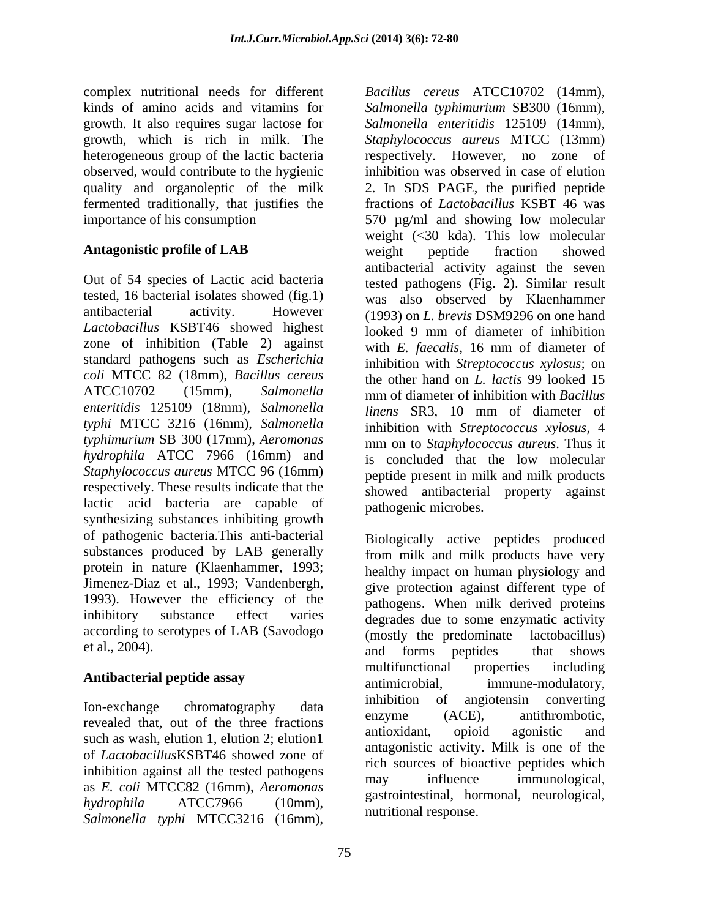complex nutritional needs for different kinds of amino acids and vitamins for growth. It also requires sugar lactose for growth, which is rich in milk. The heterogeneous group of the lactic bacteria observed, would contribute to the hygienic quality and organoleptic of the milk fermented traditionally, that justifies the importance of his consumption

**Antagonistic profile of LAB**

Out of 54 species of Lactic acid bacteria tested, 16 bacterial isolates showed (fig.1) antibacterial activity. However *Lactobacillus* KSBT46 showed highest zone of inhibition (Table 2) against standard pathogens such as *Escherichia coli* MTCC 82 (18mm), *Bacillus cereus* ATCC10702 (15mm), *Salmonella enteritidis* 125109 (18mm), *Salmonella typhi* MTCC 3216 (16mm), *Salmonella typhimurium* SB 300 (17mm), *Aeromonas hydrophila* ATCC 7966 (16mm) and *Staphylococcus aureus* MTCC 96 (16mm) respectively. These results indicate that the lactic acid bacteria are capable of synthesizing substances inhibiting growth of pathogenic bacteria.This anti-bacterial substances produced by LAB generally protein in nature (Klaenhammer, 1993; Jimenez-Diaz et al., 1993; Vandenbergh, 1993). However the efficiency of the inhibitory substance effect varies according to serotypes of LAB (Savodogo et al., 2004).

**Antibacterial peptide assay**

Ion-exchange chromatography data revealed that, out of the three fractions such as wash, elution 1, elution 2; elution1 of *Lactobacillus*KSBT46 showed zone of inhibition against all the tested pathogens as *E. coli* MTCC82 (16mm), *Aeromonas hydrophila* ATCC7966 (10mm), *Salmonella typhi* MTCC3216 (16mm), *Bacillus cereus* ATCC10702 (14mm), *Salmonella typhimurium* SB300 (16mm), *Salmonella enteritidis* 125109 (14mm), *Staphylococcus aureus* MTCC (13mm) respectively. However, no zone of inhibition was observed in case of elution 2. In SDS PAGE, the purified peptide fractions of *Lactobacillus* KSBT 46 was 570 µg/ml and showing low molecular weight (<30 kda). This low molecular weight peptide fraction showed antibacterial activity against the seven tested pathogens (Fig. 2). Similar result was also observed by Klaenhammer (1993) on *L. brevis* DSM9296 on one hand looked 9 mm of diameter of inhibition with *E. faecalis*, 16 mm of diameter of inhibition with *Streptococcus xylosus*; on the other hand on *L. lactis* 99 looked 15 mm of diameter of inhibition with *Bacillus linens* SR3, 10 mm of diameter of inhibition with *Streptococcus xylosus*, 4 mm on to *Staphylococcus aureus*. Thus it is concluded that the low molecular peptide present in milk and milk products showed antibacterial property against pathogenic microbes.

Biologically active peptides produced from milk and milk products have very healthy impact on human physiology and give protection against different type of pathogens. When milk derived proteins degrades due to some enzymatic activity (mostly the predominate lactobacillus) and forms peptides that shows multifunctional properties including antimicrobial, immune-modulatory, inhibition of angiotensin converting enzyme (ACE), antithrombotic, antioxidant, opioid agonistic and antagonistic activity. Milk is one of the rich sources of bioactive peptides which may influence immunological, gastrointestinal, hormonal, neurological, nutritional response.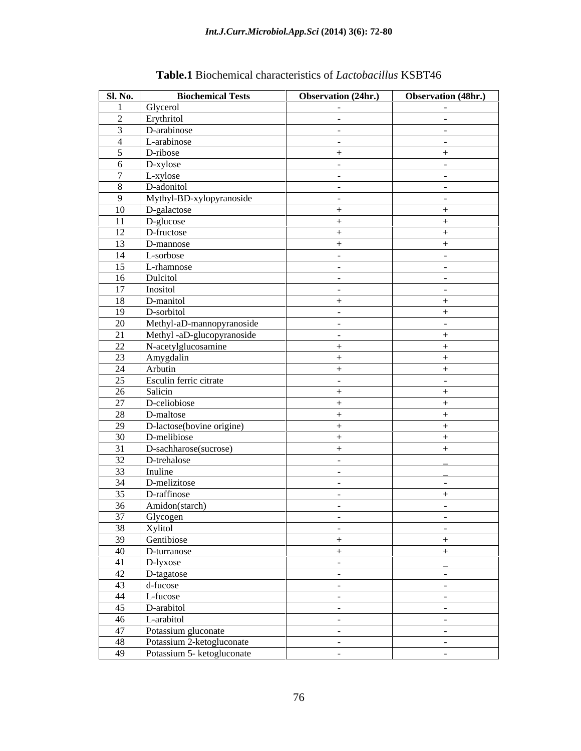**Table.1** Biochemical characteristics of *Lactobacillus* KSBT46

| Sl. No. | Biochemical Tests | Observation (24hr.) | Observation (48hr.) |
|---|---|---|---|
| 1 | Glycerol | - | - |
| 2 | Erythritol | - | - |
| 3 | D-arabinose | - | - |
| 4 | L-arabinose | - | - |
| 5 | D-ribose | + | + |
| 6 | D-xylose | - | - |
| 7 | L-xylose | - | - |
| 8 | D-adonitol | - | - |
| 9 | Mythyl-BD-xylopyranoside | - | - |
| 10 | D-galactose | + | + |
| 11 | D-glucose | + | + |
| 12 | D-fructose | + | + |
| 13 | D-mannose | + | + |
| 14 | L-sorbose | - | - |
| 15 | L-rhamnose | - | - |
| 16 | Dulcitol | - | - |
| 17 | Inositol | - | - |
| 18 | D-manitol | + | + |
| 19 | D-sorbitol | - | + |
| 20 | Methyl-aD-mannopyranoside | - | - |
| 21 | Methyl -aD-glucopyranoside | - | + |
| 22 | N-acetylglucosamine | + | + |
| 23 | Amygdalin | + | + |
| 24 | Arbutin | + | + |
| 25 | Esculin ferric citrate | - | - |
| 26 | Salicin | + | + |
| 27 | D-celiobiose | + | + |
| 28 | D-maltose | + | + |
| 29 | D-lactose(bovine origine) | + | + |
| 30 | D-melibiose | + | + |
| 31 | D-sachharose(sucrose) | + | + |
| 32 | D-trehalose | - | _ |
| 33 | Inuline | - | _ |
| 34 | D-melizitose | - | - |
| 35 | D-raffinose | - | + |
| 36 | Amidon(starch) | - | - |
| 37 | Glycogen | - | - |
| 38 | Xylitol | - | - |
| 39 | Gentibiose | + | + |
| 40 | D-turranose | + | + |
| 41 | D-lyxose | - | _ |
| 42 | D-tagatose | - | - |
| 43 | d-fucose | - | - |
| 44 | L-fucose | - | - |
| 45 | D-arabitol | - | - |
| 46 | L-arabitol | - | - |
| 47 | Potassium gluconate | - | - |
| 48 | Potassium 2-ketogluconate | - | - |
| 49 | Potassium 5- ketogluconate | - | - |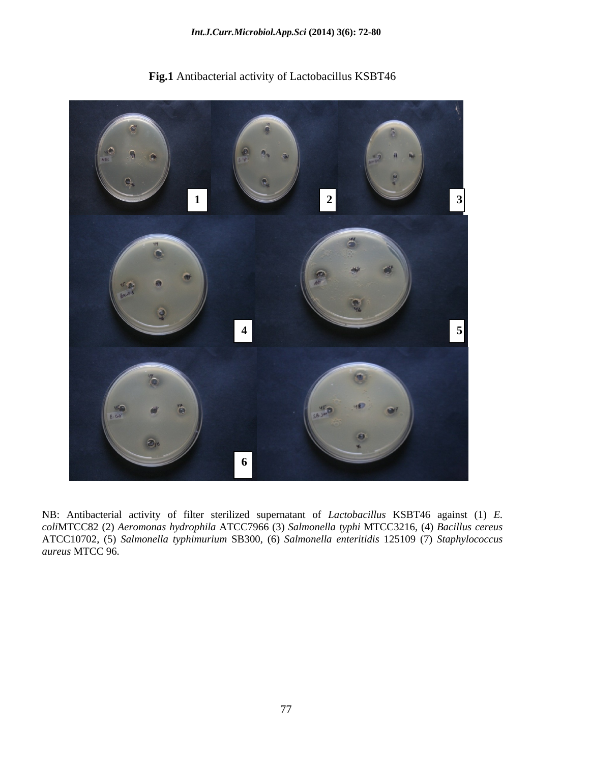**Fig.1** Antibacterial activity of Lactobacillus KSBT46

NB: Antibacterial activity of filter sterilized supernatant of *Lactobacillus* KSBT46 against (1) *E. coli*MTCC82 (2) *Aeromonas hydrophila* ATCC7966 (3) *Salmonella typhi* MTCC3216, (4) *Bacillus cereus* ATCC10702, (5) *Salmonella typhimurium* SB300, (6) *Salmonella enteritidis* 125109 (7) *Staphylococcus aureus* MTCC 96.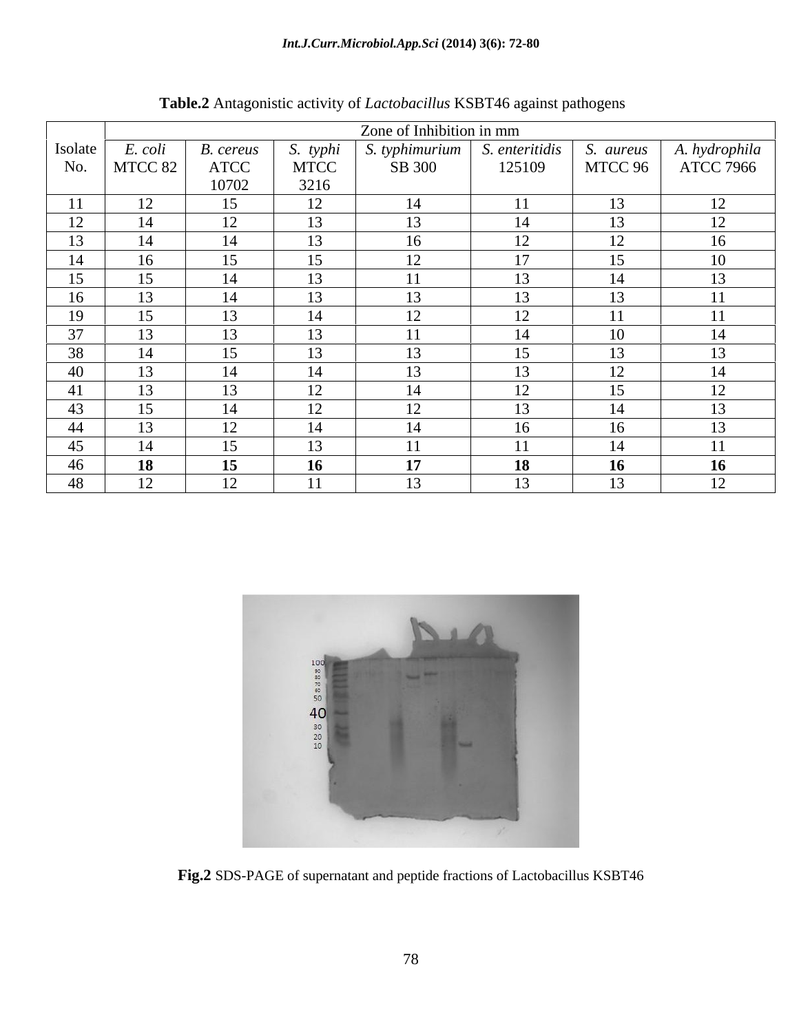**Table.2** Antagonistic activity of *Lactobacillus* KSBT46 against pathogens

| Isolate No. | Zone of Inhibition in mm | | | | | | |
|---|---|---|---|---|---|---|---|
| | *E. coli* MTCC 82 | *B. cereus* ATCC 10702 | *S. typhi* MTCC 3216 | *S. typhimurium* SB 300 | *S. enteritidis* 125109 | *S. aureus* MTCC 96 | *A. hydrophila* ATCC 7966 |
| 11 | 12 | 15 | 12 | 14 | 11 | 13 | 12 |
| 12 | 14 | 12 | 13 | 13 | 14 | 13 | 12 |
| 13 | 14 | 14 | 13 | 16 | 12 | 12 | 16 |
| 14 | 16 | 15 | 15 | 12 | 17 | 15 | 10 |
| 15 | 15 | 14 | 13 | 11 | 13 | 14 | 13 |
| 16 | 13 | 14 | 13 | 13 | 13 | 13 | 11 |
| 19 | 15 | 13 | 14 | 12 | 12 | 11 | 11 |
| 37 | 13 | 13 | 13 | 11 | 14 | 10 | 14 |
| 38 | 14 | 15 | 13 | 13 | 15 | 13 | 13 |
| 40 | 13 | 14 | 14 | 13 | 13 | 12 | 14 |
| 41 | 13 | 13 | 12 | 14 | 12 | 15 | 12 |
| 43 | 15 | 14 | 12 | 12 | 13 | 14 | 13 |
| 44 | 13 | 12 | 14 | 14 | 16 | 16 | 13 |
| 45 | 14 | 15 | 13 | 11 | 11 | 14 | 11 |
| 46 | **18** | **15** | **16** | **17** | **18** | **16** | **16** |
| 48 | 12 | 12 | 11 | 13 | 13 | 13 | 12 |

**Fig.2** SDS-PAGE of supernatant and peptide fractions of Lactobacillus KSBT46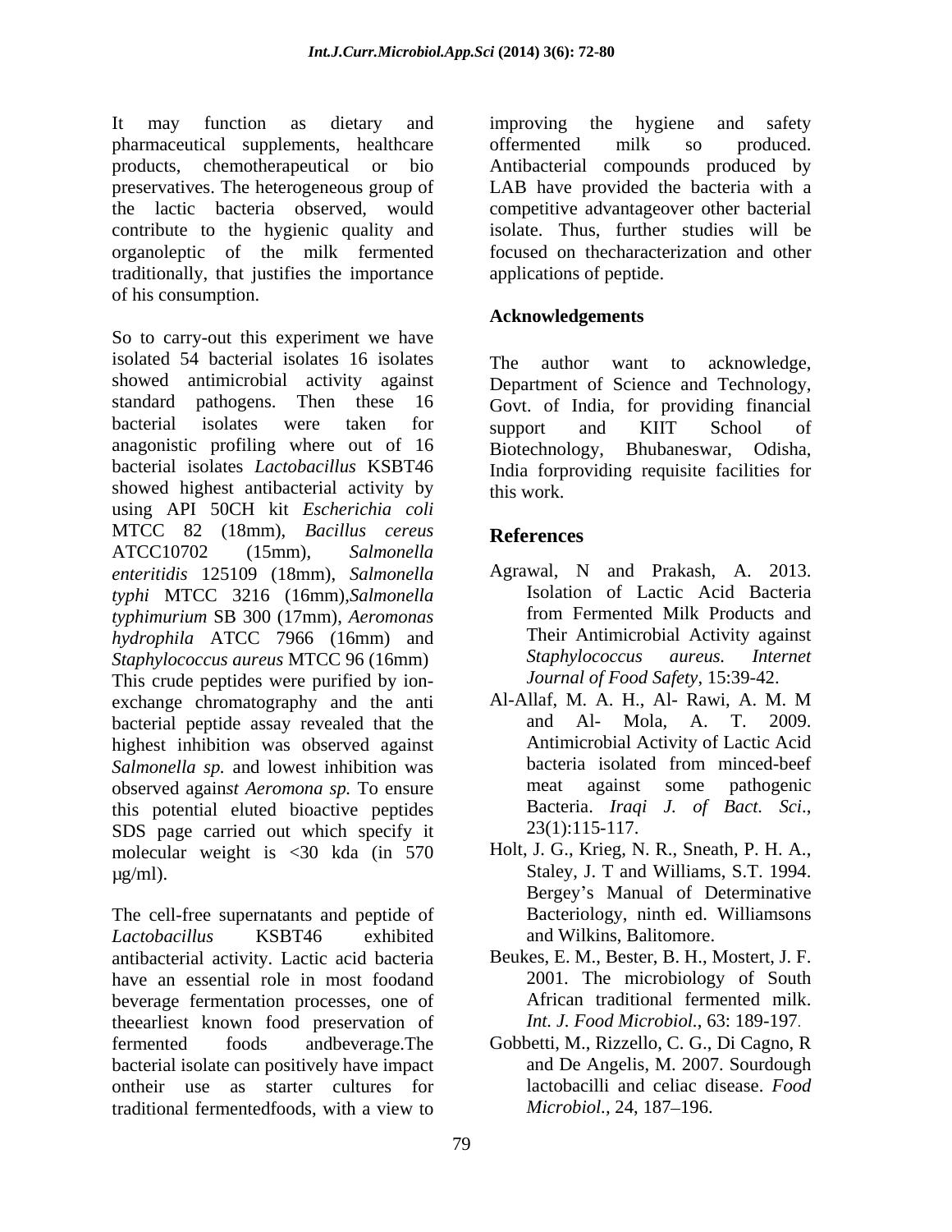It may function as dietary and pharmaceutical supplements, healthcare products, chemotherapeutical or bio preservatives. The heterogeneous group of the lactic bacteria observed, would contribute to the hygienic quality and organoleptic of the milk fermented traditionally, that justifies the importance of his consumption.

So to carry-out this experiment we have isolated 54 bacterial isolates 16 isolates showed antimicrobial activity against standard pathogens. Then these 16 bacterial isolates were taken for anagonistic profiling where out of 16 bacterial isolates *Lactobacillus* KSBT46 showed highest antibacterial activity by using API 50CH kit *Escherichia coli* MTCC 82 (18mm), *Bacillus cereus* ATCC10702 (15mm), *Salmonella enteritidis* 125109 (18mm), *Salmonella typhi* MTCC 3216 (16mm),*Salmonella typhimurium* SB 300 (17mm), *Aeromonas hydrophila* ATCC 7966 (16mm) and *Staphylococcus aureus* MTCC 96 (16mm) This crude peptides were purified by ion-exchange chromatography and the anti bacterial peptide assay revealed that the highest inhibition was observed against *Salmonella sp.* and lowest inhibition was observed agains*t Aeromona sp.* To ensure this potential eluted bioactive peptides SDS page carried out which specify it molecular weight is <30 kda (in 570 µg/ml).

The cell-free supernatants and peptide of *Lactobacillus* KSBT46 exhibited antibacterial activity. Lactic acid bacteria have an essential role in most foodand beverage fermentation processes, one of theearliest known food preservation of fermented foods andbeverage.The bacterial isolate can positively have impact ontheir use as starter cultures for traditional fermentedfoods, with a view to improving the hygiene and safety offermented milk so produced. Antibacterial compounds produced by LAB have provided the bacteria with a competitive advantageover other bacterial isolate. Thus, further studies will be focused on thecharacterization and other applications of peptide.

## Acknowledgements

The author want to acknowledge, Department of Science and Technology, Govt. of India, for providing financial support and KIIT School of Biotechnology, Bhubaneswar, Odisha, India forproviding requisite facilities for this work.

## References

Agrawal, N and Prakash, A. 2013. Isolation of Lactic Acid Bacteria from Fermented Milk Products and Their Antimicrobial Activity against *Staphylococcus aureus. Internet Journal of Food Safety*, 15:39-42.

Al-Allaf, M. A. H., Al- Rawi, A. M. M and Al- Mola, A. T. 2009. Antimicrobial Activity of Lactic Acid bacteria isolated from minced-beef meat against some pathogenic Bacteria. *Iraqi J. of Bact. Sci*., 23(1):115-117.

Holt, J. G., Krieg, N. R., Sneath, P. H. A., Staley, J. T and Williams, S.T. 1994. Bergey's Manual of Determinative Bacteriology, ninth ed. Williamsons and Wilkins, Balitomore.

Beukes, E. M., Bester, B. H., Mostert, J. F. 2001. The microbiology of South African traditional fermented milk. *Int. J. Food Microbiol.*, 63: 189-197.

Gobbetti, M., Rizzello, C. G., Di Cagno, R and De Angelis, M. 2007. Sourdough lactobacilli and celiac disease. *Food Microbiol.*, 24, 187–196.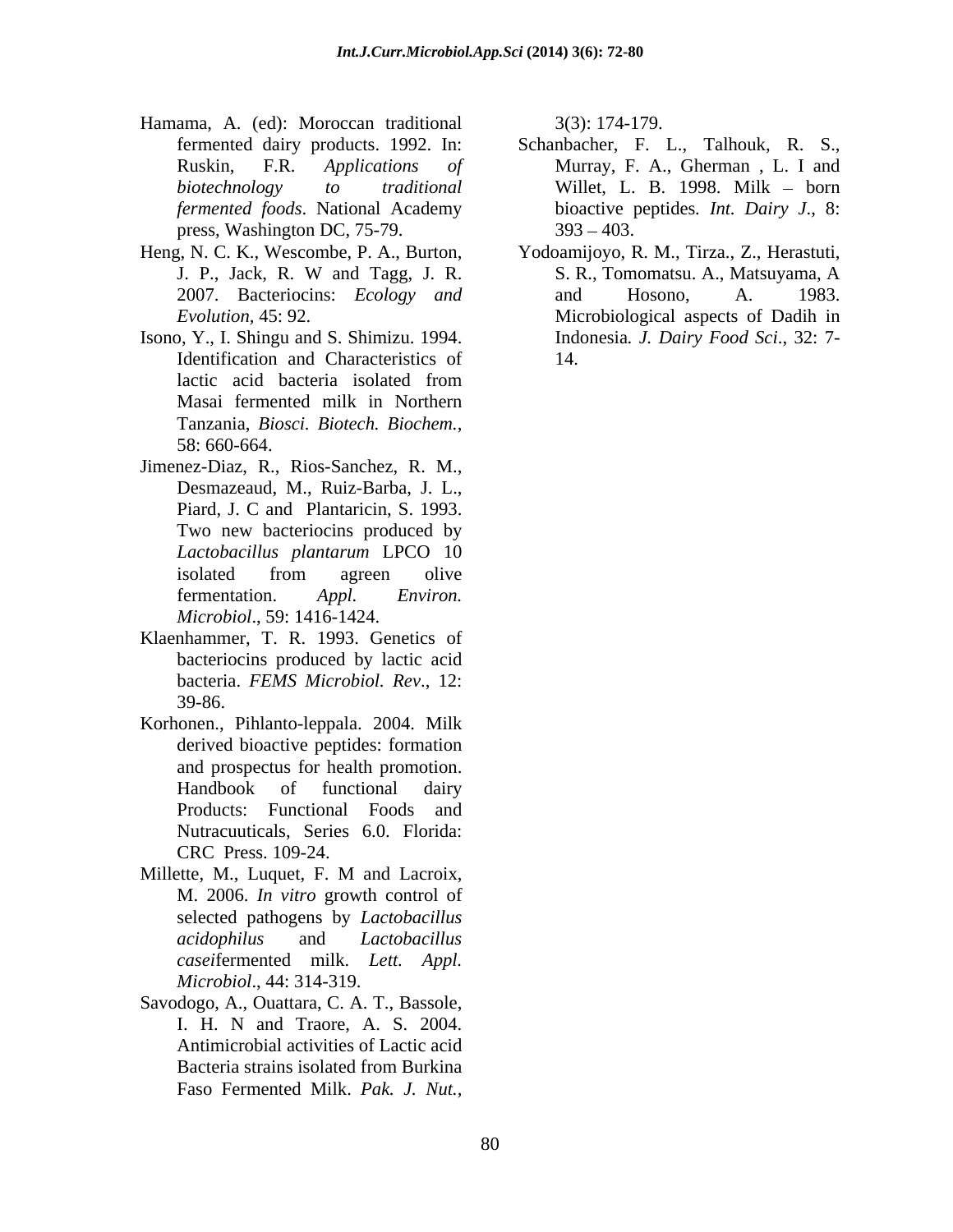Hamama, A. (ed): Moroccan traditional fermented dairy products. 1992. In: Ruskin, F.R. *Applications of biotechnology to traditional fermented foods*. National Academy press, Washington DC, 75-79.

Heng, N. C. K., Wescombe, P. A., Burton, J. P., Jack, R. W and Tagg, J. R. 2007. Bacteriocins: *Ecology and Evolution*, 45: 92.

Isono, Y., I. Shingu and S. Shimizu. 1994. Identification and Characteristics of lactic acid bacteria isolated from Masai fermented milk in Northern Tanzania, *Biosci. Biotech. Biochem.*, 58: 660-664.

Jimenez-Diaz, R., Rios-Sanchez, R. M., Desmazeaud, M., Ruiz-Barba, J. L., Piard, J. C and Plantaricin, S. 1993. Two new bacteriocins produced by *Lactobacillus plantarum* LPCO 10 isolated from agreen olive fermentation. *Appl. Environ. Microbiol*., 59: 1416-1424.

Klaenhammer, T. R. 1993. Genetics of bacteriocins produced by lactic acid bacteria. *FEMS Microbiol. Rev*., 12: 39-86.

Korhonen., Pihlanto-leppala. 2004. Milk derived bioactive peptides: formation and prospectus for health promotion. Handbook of functional dairy Products: Functional Foods and Nutracuuticals, Series 6.0. Florida: CRC Press. 109-24.

Millette, M., Luquet, F. M and Lacroix, M. 2006. *In vitro* growth control of selected pathogens by *Lactobacillus acidophilus* and *Lactobacillus casei*fermented milk. *Lett. Appl. Microbiol*., 44: 314-319.

Savodogo, A., Ouattara, C. A. T., Bassole, I. H. N and Traore, A. S. 2004. Antimicrobial activities of Lactic acid Bacteria strains isolated from Burkina Faso Fermented Milk. *Pak. J. Nut.*, 3(3): 174-179.

Schanbacher, F. L., Talhouk, R. S., Murray, F. A., Gherman , L. I and Willet, L. B. 1998. Milk – born bioactive peptides. *Int. Dairy J*., 8: 393 – 403.

Yodoamijoyo, R. M., Tirza., Z., Herastuti, S. R., Tomomatsu. A., Matsuyama, A and Hosono, A. 1983. Microbiological aspects of Dadih in Indonesia. *J. Dairy Food Sci*., 32: 7-14.